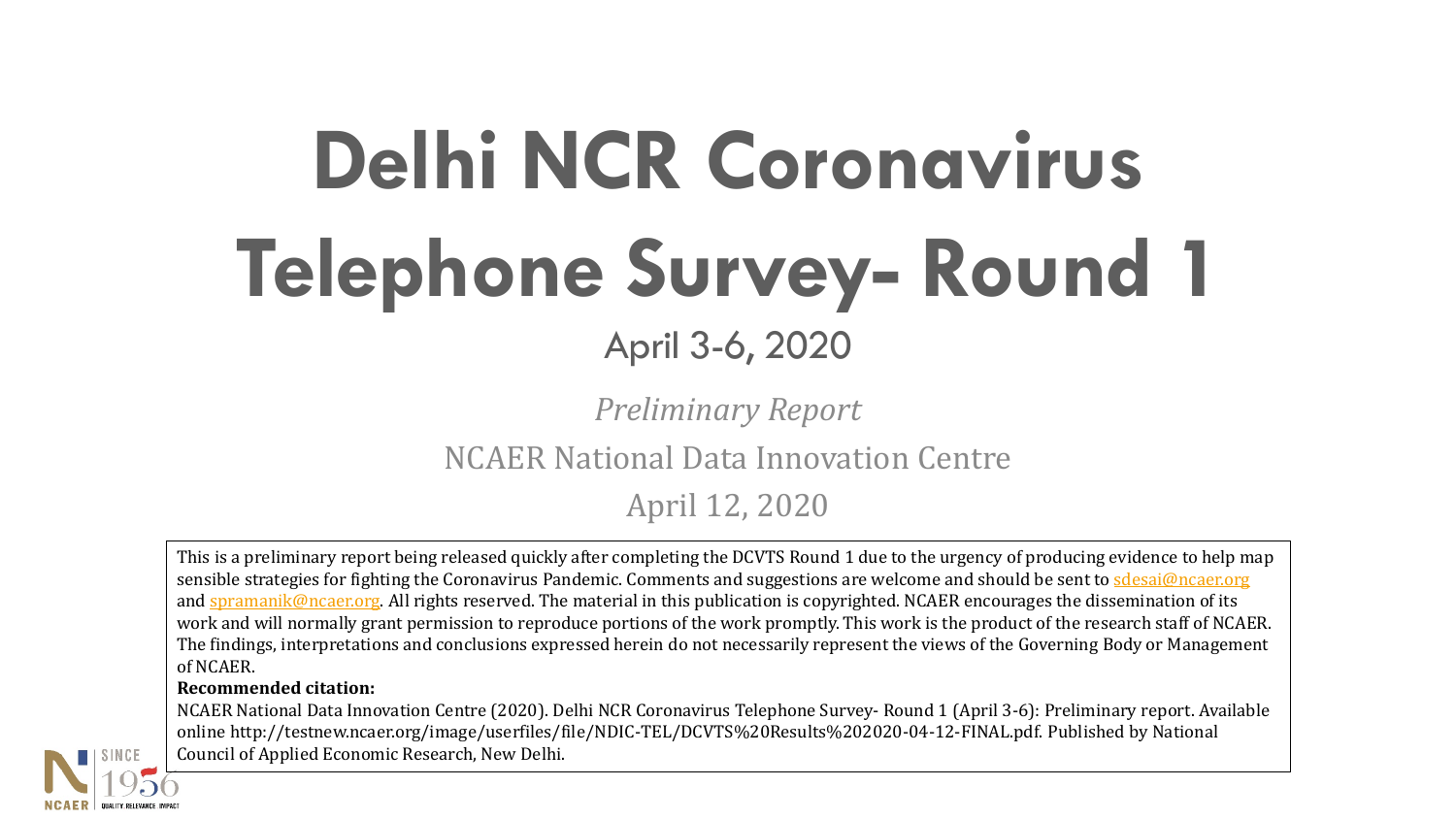# Delhi NCR Coronavirus Telephone Survey- Round 1

April 3-6, 2020

*Preliminary Report*

NCAER National Data Innovation Centre

April 12, 2020

This is a preliminary report being released quickly after completing the DCVTS Round 1 due to the urgency of producing evidence to help map sensible strategies for fighting the Coronavirus Pandemic. Comments and suggestions are welcome and should be sent to sdesai@ncaer.org and spramanik@ncaer.org. All rights reserved. The material in this publication is copyrighted. NCAER encourages the dissemination of its work and will normally grant permission to reproduce portions of the work promptly. This work is the product of the research staff of NCAER. The findings, interpretations and conclusions expressed herein do not necessarily represent the views of the Governing Body or Management of NCAER.

**Recommended citation:**

NCAER National Data Innovation Centre (2020). Delhi NCR Coronavirus Telephone Survey- Round 1 (April 3-6): Preliminary report. Available online http://testnew.ncaer.org/image/userfiles/file/NDIC-TEL/DCVTS%20Results%202020-04-12-FINAL.pdf. Published by National Council of Applied Economic Research, New Delhi.

NCAER SINCE 1956 QUALITY. RELEVANCE. IMPACT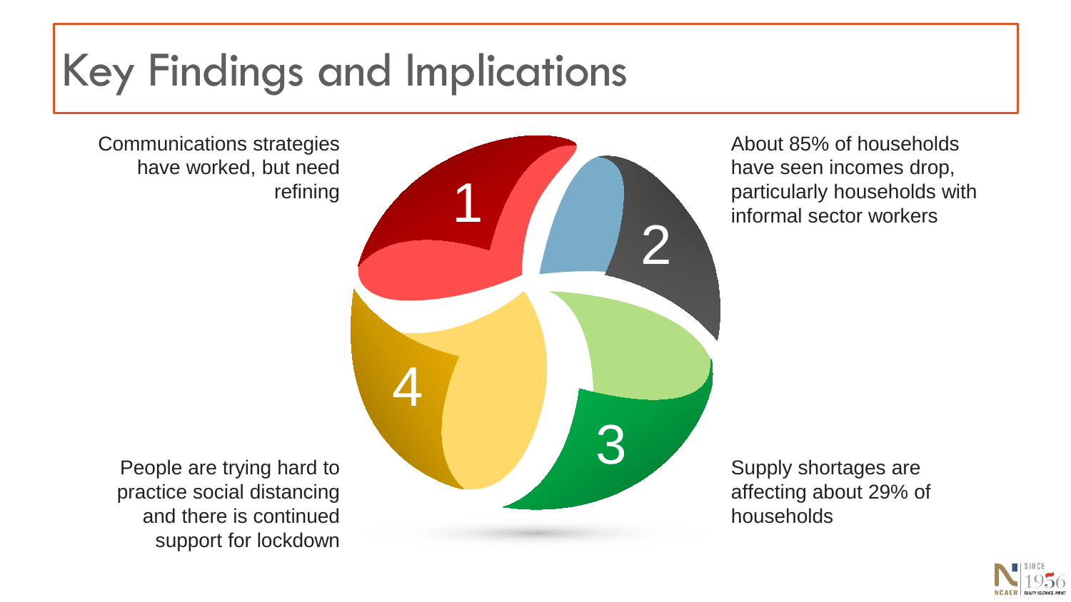# Key Findings and Implications

1. Communications strategies have worked, but need refining
2. About 85% of households have seen incomes drop, particularly households with informal sector workers
3. Supply shortages are affecting about 29% of households
4. People are trying hard to practice social distancing and there is continued support for lockdown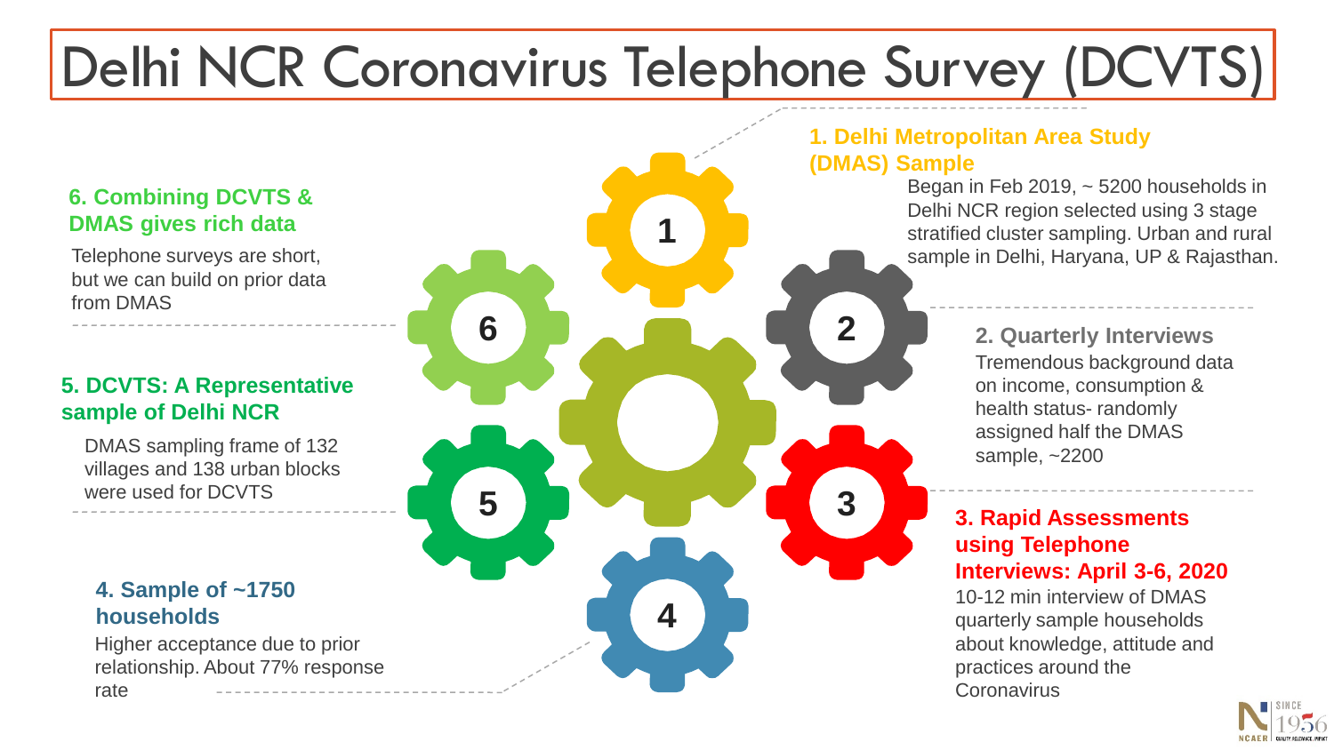# Delhi NCR Coronavirus Telephone Survey (DCVTS)

### 1. Delhi Metropolitan Area Study (DMAS) Sample

Began in Feb 2019, ~ 5200 households in Delhi NCR region selected using 3 stage stratified cluster sampling. Urban and rural sample in Delhi, Haryana, UP & Rajasthan.

### 2. Quarterly Interviews

Tremendous background data on income, consumption & health status- randomly assigned half the DMAS sample, ~2200

### 3. Rapid Assessments using Telephone Interviews: April 3-6, 2020

10-12 min interview of DMAS quarterly sample households about knowledge, attitude and practices around the Coronavirus

### 4. Sample of ~1750 households

Higher acceptance due to prior relationship. About 77% response rate

### 5. DCVTS: A Representative sample of Delhi NCR

DMAS sampling frame of 132 villages and 138 urban blocks were used for DCVTS

### 6. Combining DCVTS & DMAS gives rich data

Telephone surveys are short, but we can build on prior data from DMAS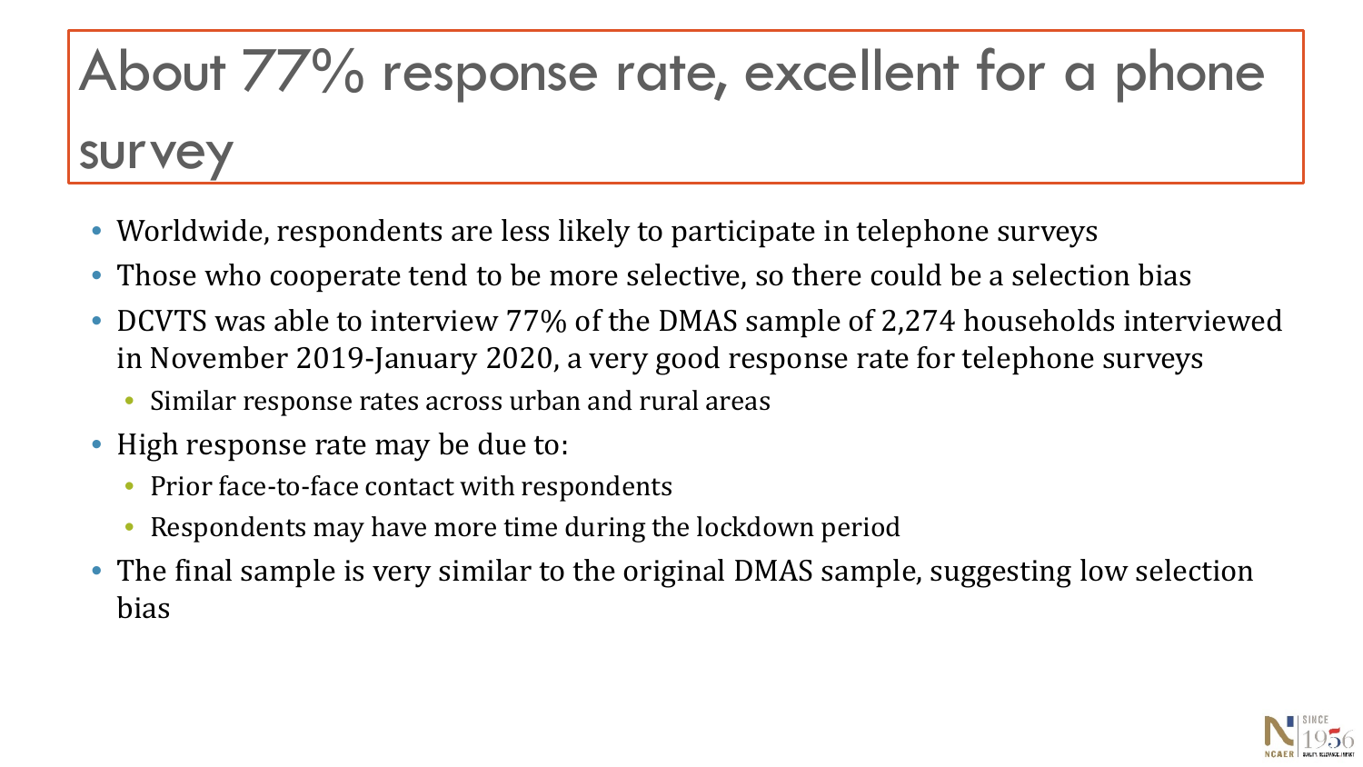# About 77% response rate, excellent for a phone survey

- Worldwide, respondents are less likely to participate in telephone surveys
- Those who cooperate tend to be more selective, so there could be a selection bias
- DCVTS was able to interview 77% of the DMAS sample of 2,274 households interviewed in November 2019-January 2020, a very good response rate for telephone surveys
  - Similar response rates across urban and rural areas
- High response rate may be due to:
  - Prior face-to-face contact with respondents
  - Respondents may have more time during the lockdown period
- The final sample is very similar to the original DMAS sample, suggesting low selection bias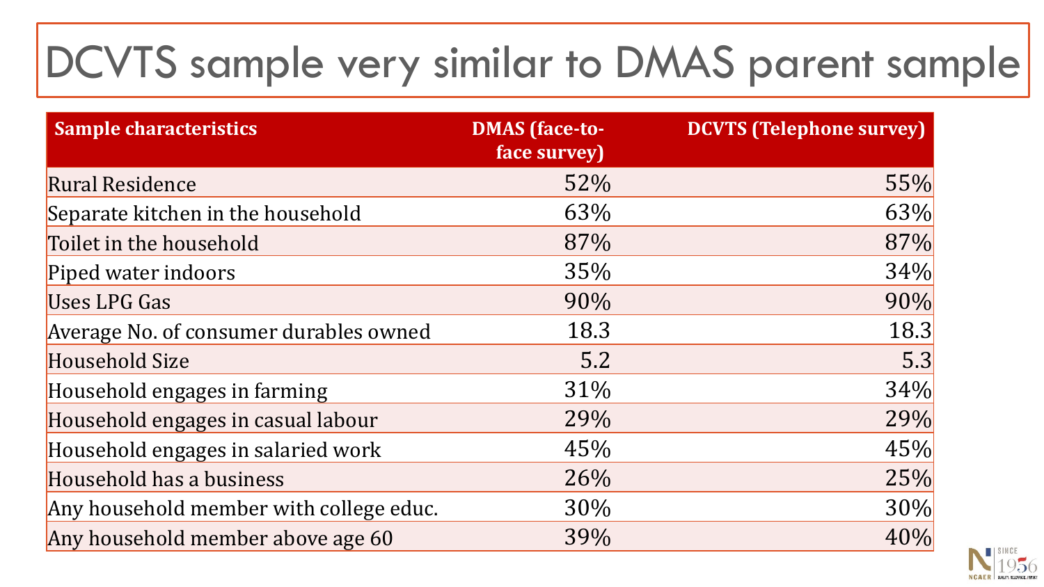# DCVTS sample very similar to DMAS parent sample

| Sample characteristics | DMAS (face-to-face survey) | DCVTS (Telephone survey) |
| --- | --- | --- |
| Rural Residence | 52% | 55% |
| Separate kitchen in the household | 63% | 63% |
| Toilet in the household | 87% | 87% |
| Piped water indoors | 35% | 34% |
| Uses LPG Gas | 90% | 90% |
| Average No. of consumer durables owned | 18.3 | 18.3 |
| Household Size | 5.2 | 5.3 |
| Household engages in farming | 31% | 34% |
| Household engages in casual labour | 29% | 29% |
| Household engages in salaried work | 45% | 45% |
| Household has a business | 26% | 25% |
| Any household member with college educ. | 30% | 30% |
| Any household member above age 60 | 39% | 40% |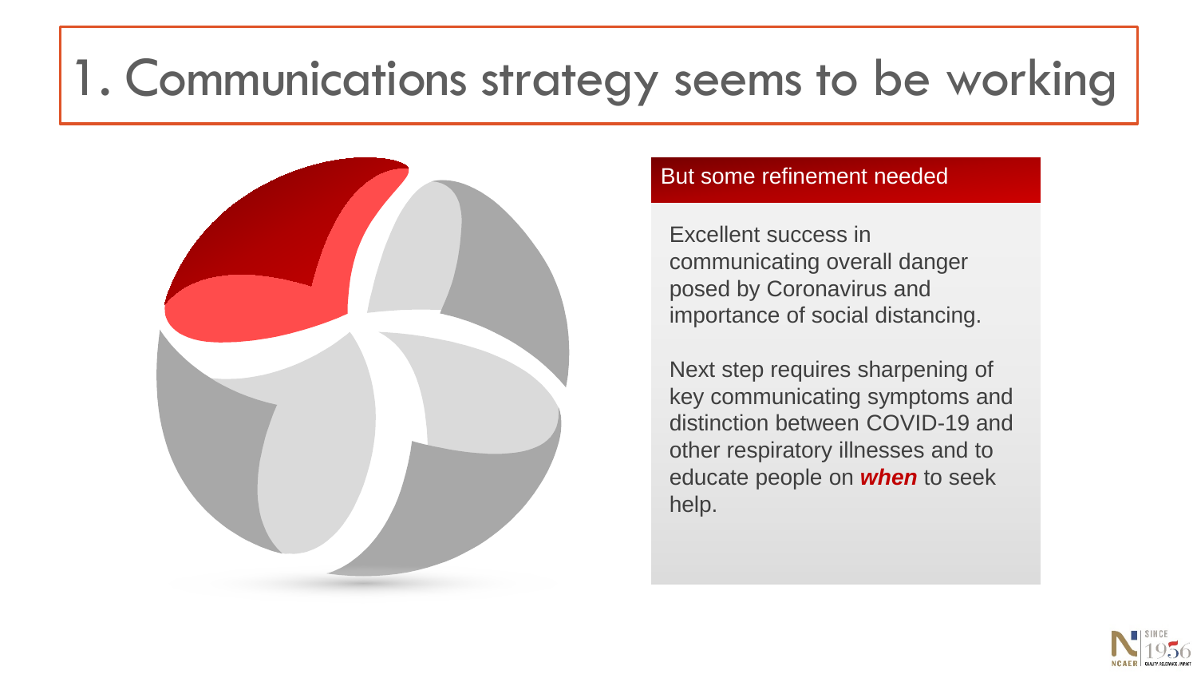# 1. Communications strategy seems to be working

## But some refinement needed

Excellent success in communicating overall danger posed by Coronavirus and importance of social distancing.

Next step requires sharpening of key communicating symptoms and distinction between COVID-19 and other respiratory illnesses and to educate people on ***when*** to seek help.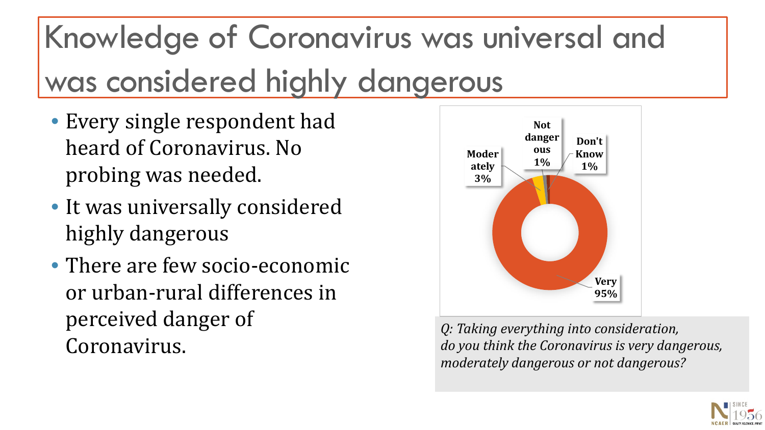# Knowledge of Coronavirus was universal and was considered highly dangerous

- Every single respondent had heard of Coronavirus. No probing was needed.
- It was universally considered highly dangerous
- There are few socio-economic or urban-rural differences in perceived danger of Coronavirus.

| Response | Share |
|---|---|
| Very | 95% |
| Moderately | 3% |
| Not dangerous | 1% |
| Don't Know | 1% |

*Q: Taking everything into consideration, do you think the Coronavirus is very dangerous, moderately dangerous or not dangerous?*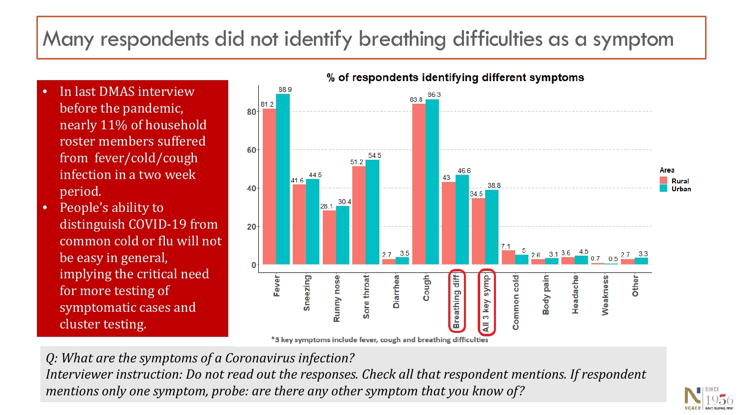# Many respondents did not identify breathing difficulties as a symptom

- In last DMAS interview before the pandemic, nearly 11% of household roster members suffered from fever/cold/cough infection in a two week period.
- People's ability to distinguish COVID-19 from common cold or flu will not be easy in general, implying the critical need for more testing of symptomatic cases and cluster testing.

**% of respondents identifying different symptoms**

| Symptom | Rural | Urban |
|---|---|---|
| Fever | 81.2 | 88.9 |
| Sneezing | 41.6 | 44.5 |
| Runny nose | 28.1 | 30.4 |
| Sore throat | 51.2 | 54.5 |
| Diarrhea | 2.7 | 3.5 |
| Cough | 83.8 | 86.3 |
| Breathing diff | 43 | 46.6 |
| All 3 key symp | 34.5 | 38.8 |
| Common cold | 7.1 | 5 |
| Body pain | 2.6 | 3.1 |
| Headache | 3.6 | 4.5 |
| Weakness | 0.7 | 0.5 |
| Other | 2.7 | 3.3 |

*3 key symptoms include fever, cough and breathing difficulties

*Q: What are the symptoms of a Coronavirus infection?*
*Interviewer instruction: Do not read out the responses. Check all that respondent mentions. If respondent mentions only one symptom, probe: are there any other symptom that you know of?*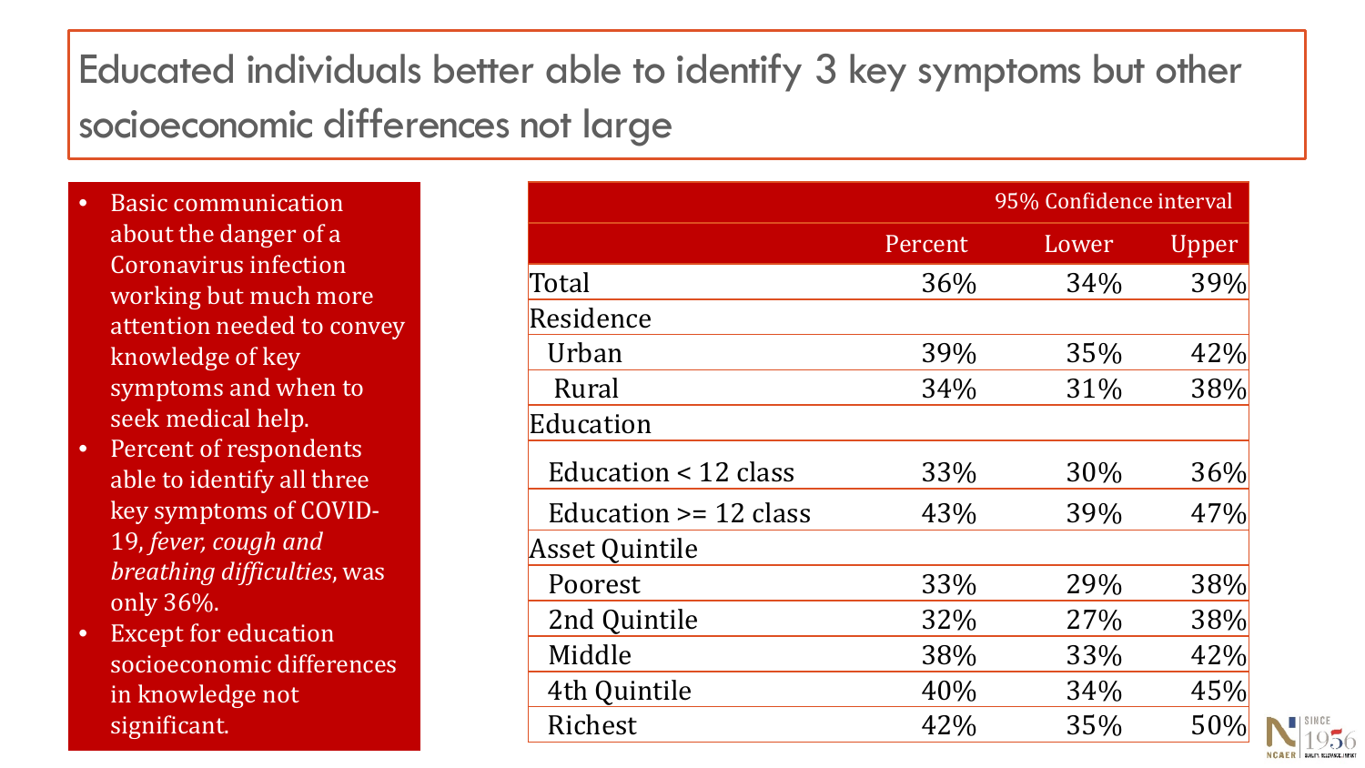# Educated individuals better able to identify 3 key symptoms but other socioeconomic differences not large

- Basic communication about the danger of a Coronavirus infection working but much more attention needed to convey knowledge of key symptoms and when to seek medical help.
- Percent of respondents able to identify all three key symptoms of COVID-19, *fever, cough and breathing difficulties*, was only 36%.
- Except for education socioeconomic differences in knowledge not significant.

| | | 95% Confidence interval | |
|---|---|---|---|
| | Percent | Lower | Upper |
| Total | 36% | 34% | 39% |
| Residence | | | |
| Urban | 39% | 35% | 42% |
| Rural | 34% | 31% | 38% |
| Education | | | |
| Education < 12 class | 33% | 30% | 36% |
| Education >= 12 class | 43% | 39% | 47% |
| Asset Quintile | | | |
| Poorest | 33% | 29% | 38% |
| 2nd Quintile | 32% | 27% | 38% |
| Middle | 38% | 33% | 42% |
| 4th Quintile | 40% | 34% | 45% |
| Richest | 42% | 35% | 50% |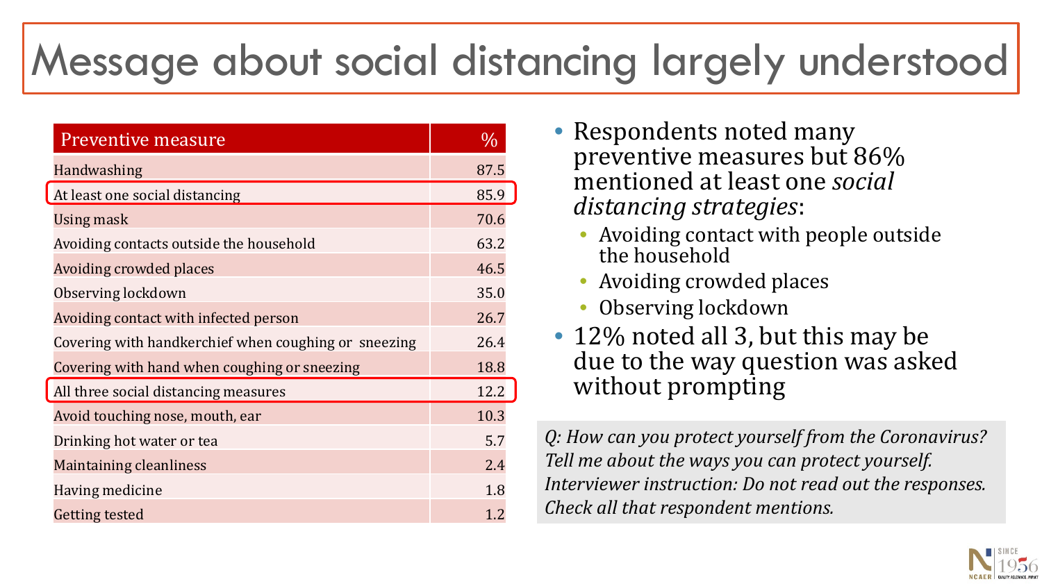# Message about social distancing largely understood

| Preventive measure | % |
|---|---|
| Handwashing | 87.5 |
| At least one social distancing | 85.9 |
| Using mask | 70.6 |
| Avoiding contacts outside the household | 63.2 |
| Avoiding crowded places | 46.5 |
| Observing lockdown | 35.0 |
| Avoiding contact with infected person | 26.7 |
| Covering with handkerchief when coughing or sneezing | 26.4 |
| Covering with hand when coughing or sneezing | 18.8 |
| All three social distancing measures | 12.2 |
| Avoid touching nose, mouth, ear | 10.3 |
| Drinking hot water or tea | 5.7 |
| Maintaining cleanliness | 2.4 |
| Having medicine | 1.8 |
| Getting tested | 1.2 |

- Respondents noted many preventive measures but 86% mentioned at least one *social distancing strategies*:
  - Avoiding contact with people outside the household
  - Avoiding crowded places
  - Observing lockdown
- 12% noted all 3, but this may be due to the way question was asked without prompting

*Q: How can you protect yourself from the Coronavirus? Tell me about the ways you can protect yourself. Interviewer instruction: Do not read out the responses. Check all that respondent mentions.*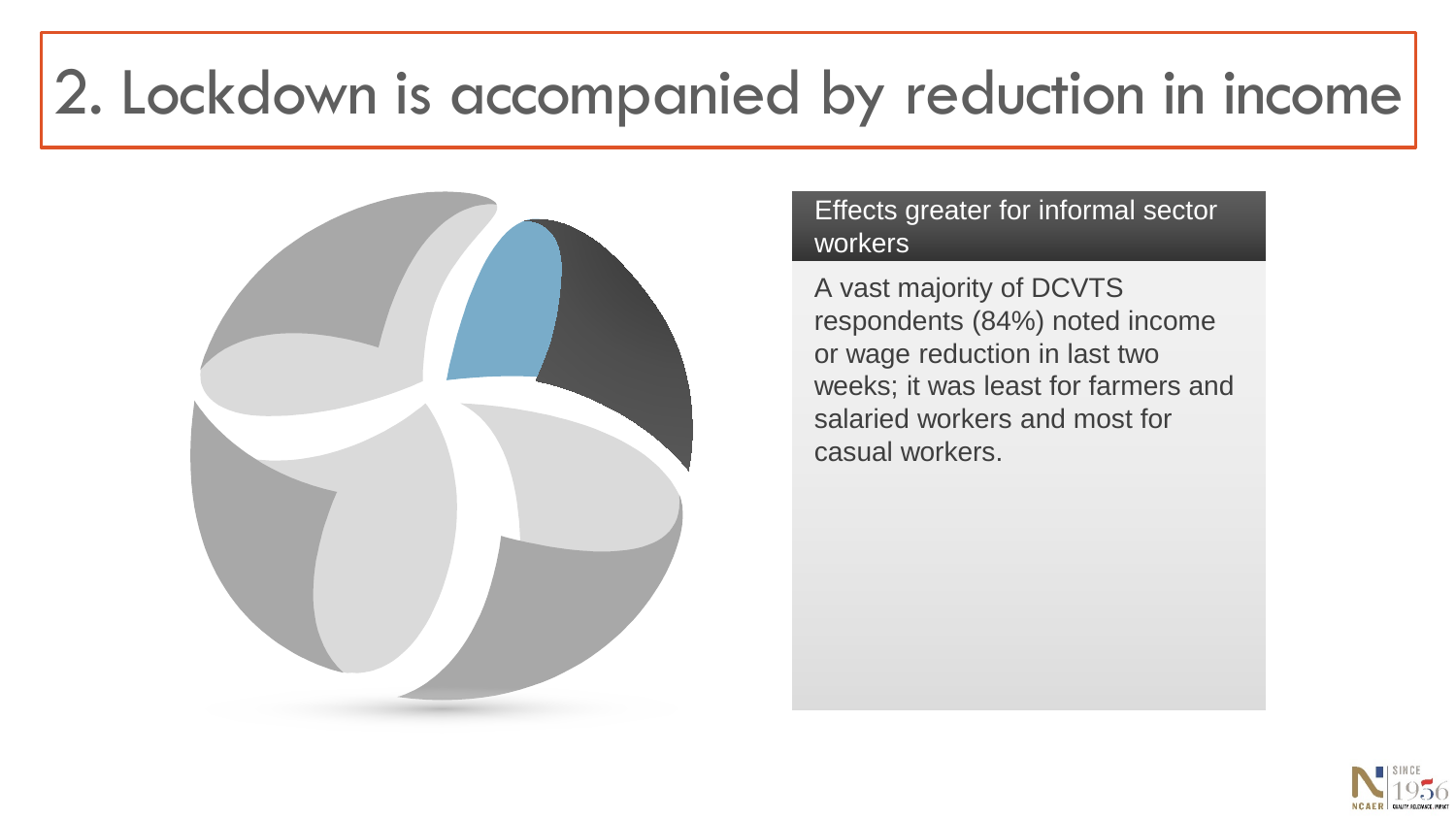# 2. Lockdown is accompanied by reduction in income

### Effects greater for informal sector workers

A vast majority of DCVTS respondents (84%) noted income or wage reduction in last two weeks; it was least for farmers and salaried workers and most for casual workers.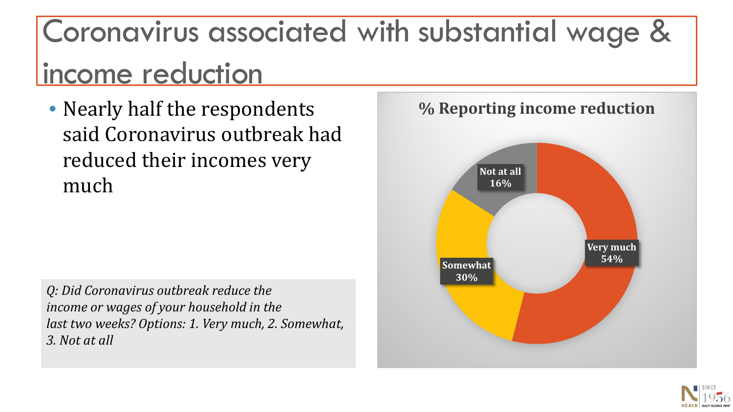# Coronavirus associated with substantial wage & income reduction

- Nearly half the respondents said Coronavirus outbreak had reduced their incomes very much

*Q: Did Coronavirus outbreak reduce the income or wages of your household in the last two weeks? Options: 1. Very much, 2. Somewhat, 3. Not at all*

**% Reporting income reduction**

| Response | % |
|---|---|
| Very much | 54% |
| Somewhat | 30% |
| Not at all | 16% |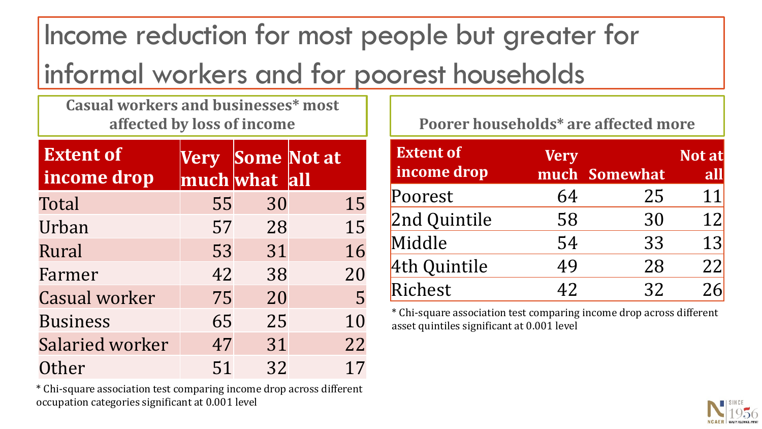# Income reduction for most people but greater for informal workers and for poorest households

### Casual workers and businesses* most affected by loss of income

| Extent of income drop | Very much | Some what | Not at all |
|---|---|---|---|
| Total | 55 | 30 | 15 |
| Urban | 57 | 28 | 15 |
| Rural | 53 | 31 | 16 |
| Farmer | 42 | 38 | 20 |
| Casual worker | 75 | 20 | 5 |
| Business | 65 | 25 | 10 |
| Salaried worker | 47 | 31 | 22 |
| Other | 51 | 32 | 17 |

* Chi-square association test comparing income drop across different occupation categories significant at 0.001 level

### Poorer households* are affected more

| Extent of income drop | Very much | Somewhat | Not at all |
|---|---|---|---|
| Poorest | 64 | 25 | 11 |
| 2nd Quintile | 58 | 30 | 12 |
| Middle | 54 | 33 | 13 |
| 4th Quintile | 49 | 28 | 22 |
| Richest | 42 | 32 | 26 |

* Chi-square association test comparing income drop across different asset quintiles significant at 0.001 level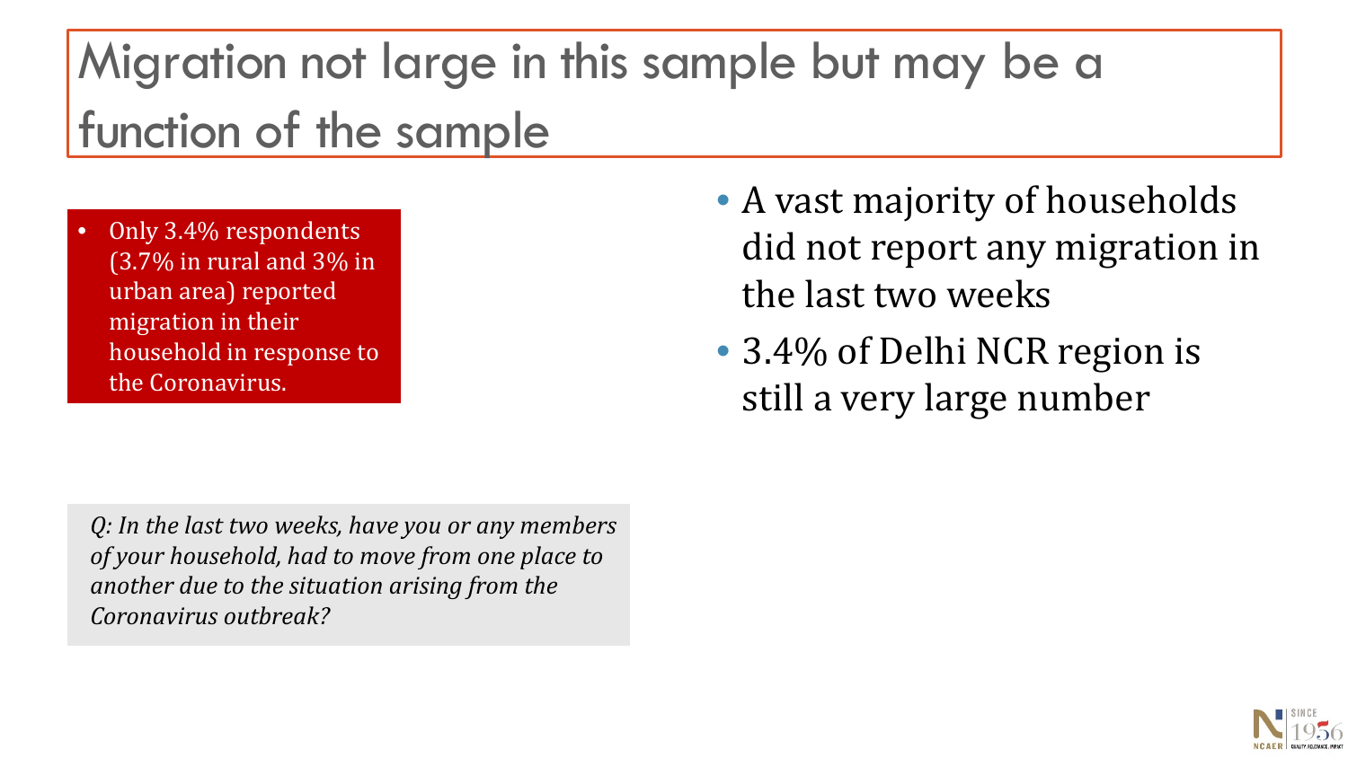# Migration not large in this sample but may be a function of the sample

- Only 3.4% respondents (3.7% in rural and 3% in urban area) reported migration in their household in response to the Coronavirus.

*Q: In the last two weeks, have you or any members of your household, had to move from one place to another due to the situation arising from the Coronavirus outbreak?*

- A vast majority of households did not report any migration in the last two weeks
- 3.4% of Delhi NCR region is still a very large number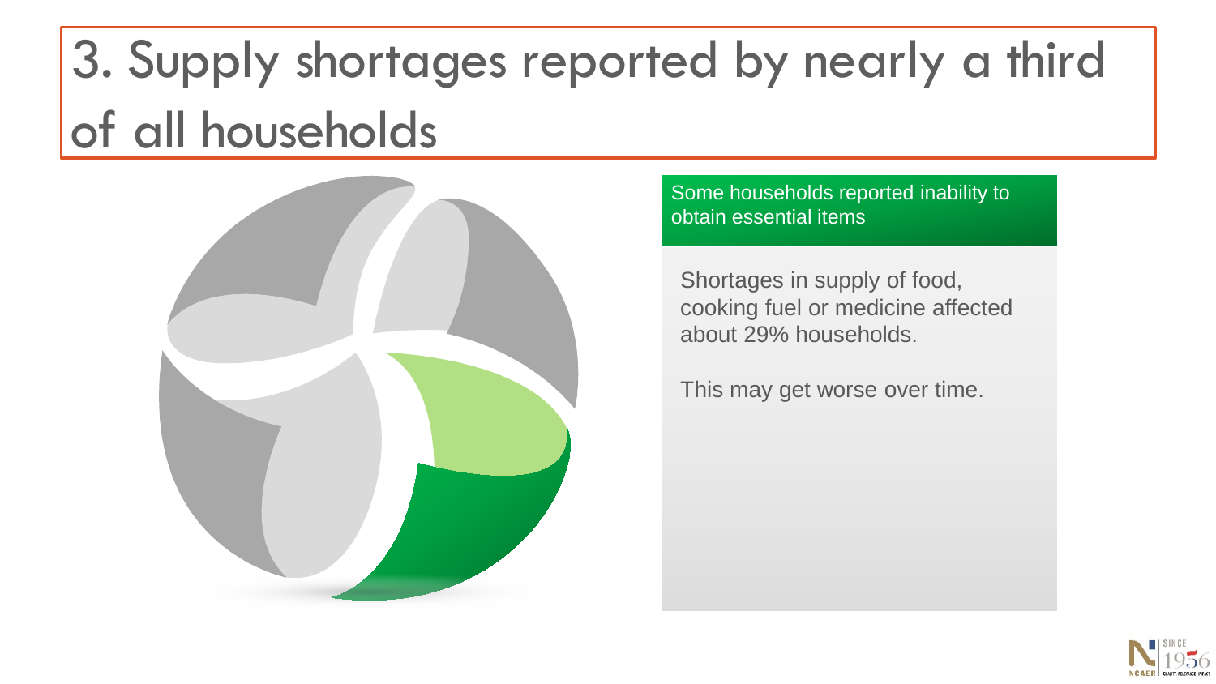# 3. Supply shortages reported by nearly a third of all households

**Some households reported inability to obtain essential items**

Shortages in supply of food, cooking fuel or medicine affected about 29% households.

This may get worse over time.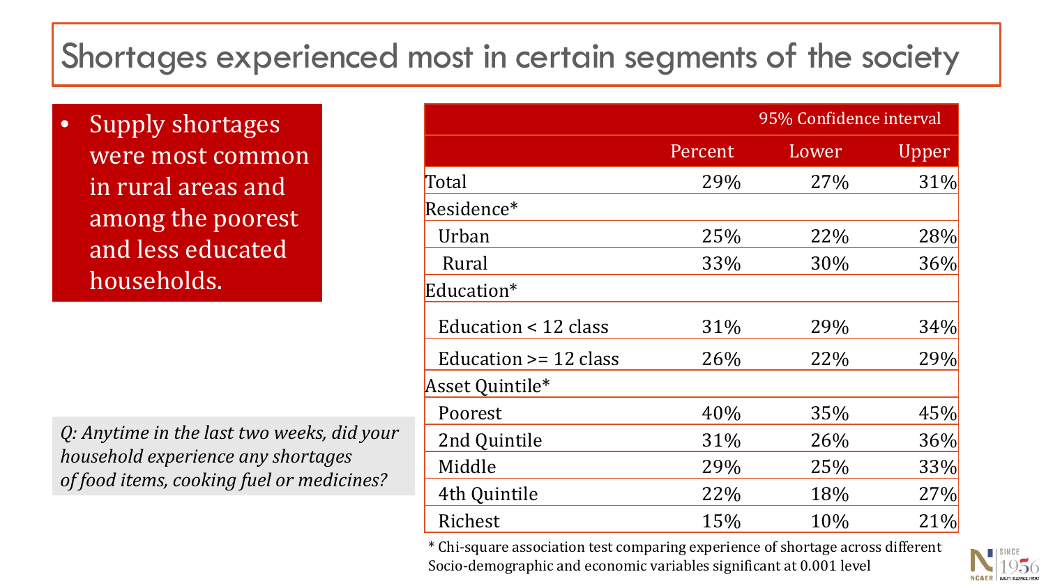# Shortages experienced most in certain segments of the society

- Supply shortages were most common in rural areas and among the poorest and less educated households.

*Q: Anytime in the last two weeks, did your household experience any shortages of food items, cooking fuel or medicines?*

| | | 95% Confidence interval | |
|---|---|---|---|
| | Percent | Lower | Upper |
| Total | 29% | 27% | 31% |
| Residence* | | | |
| Urban | 25% | 22% | 28% |
| Rural | 33% | 30% | 36% |
| Education* | | | |
| Education < 12 class | 31% | 29% | 34% |
| Education >= 12 class | 26% | 22% | 29% |
| Asset Quintile* | | | |
| Poorest | 40% | 35% | 45% |
| 2nd Quintile | 31% | 26% | 36% |
| Middle | 29% | 25% | 33% |
| 4th Quintile | 22% | 18% | 27% |
| Richest | 15% | 10% | 21% |

* Chi-square association test comparing experience of shortage across different Socio-demographic and economic variables significant at 0.001 level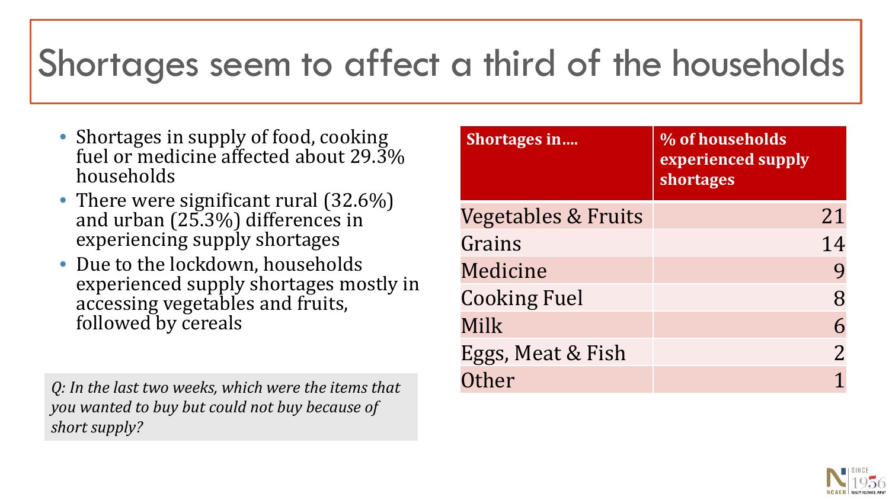# Shortages seem to affect a third of the households

- Shortages in supply of food, cooking fuel or medicine affected about 29.3% households
- There were significant rural (32.6%) and urban (25.3%) differences in experiencing supply shortages
- Due to the lockdown, households experienced supply shortages mostly in accessing vegetables and fruits, followed by cereals

*Q: In the last two weeks, which were the items that you wanted to buy but could not buy because of short supply?*

| Shortages in…. | % of households experienced supply shortages |
|---|---|
| Vegetables & Fruits | 21 |
| Grains | 14 |
| Medicine | 9 |
| Cooking Fuel | 8 |
| Milk | 6 |
| Eggs, Meat & Fish | 2 |
| Other | 1 |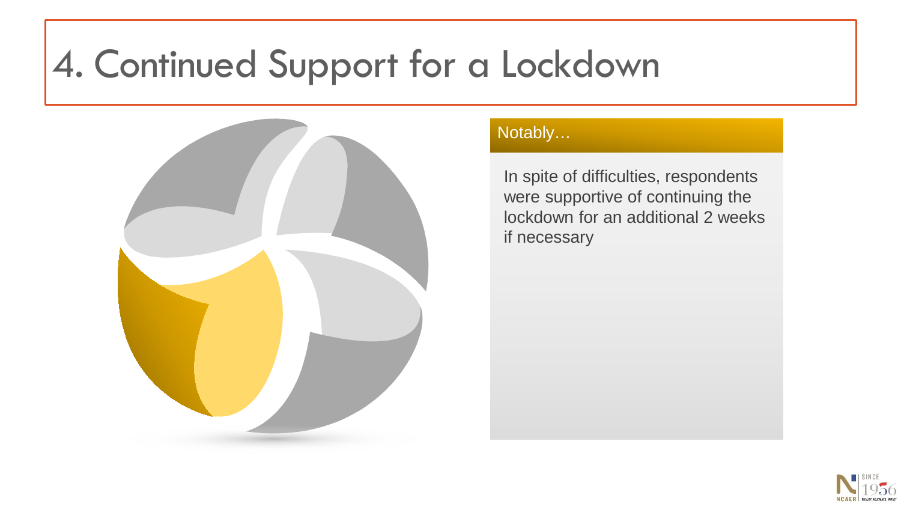# 4. Continued Support for a Lockdown

**Notably…**

In spite of difficulties, respondents were supportive of continuing the lockdown for an additional 2 weeks if necessary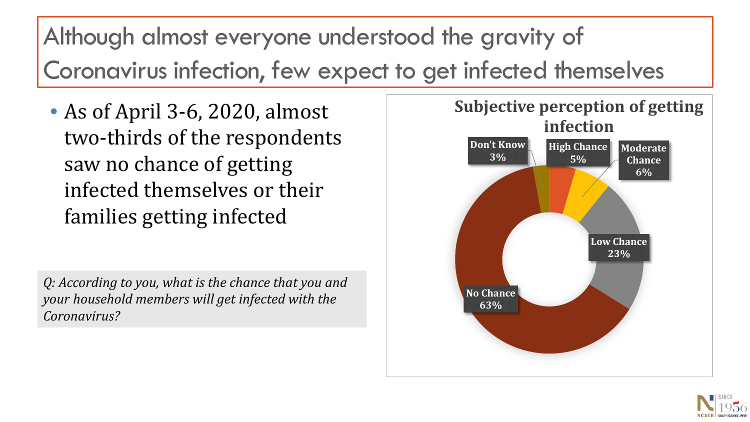# Although almost everyone understood the gravity of Coronavirus infection, few expect to get infected themselves

- As of April 3-6, 2020, almost two-thirds of the respondents saw no chance of getting infected themselves or their families getting infected

*Q: According to you, what is the chance that you and your household members will get infected with the Coronavirus?*

**Subjective perception of getting infection**

| Response | Share |
| --- | --- |
| High Chance | 5% |
| Moderate Chance | 6% |
| Low Chance | 23% |
| No Chance | 63% |
| Don't Know | 3% |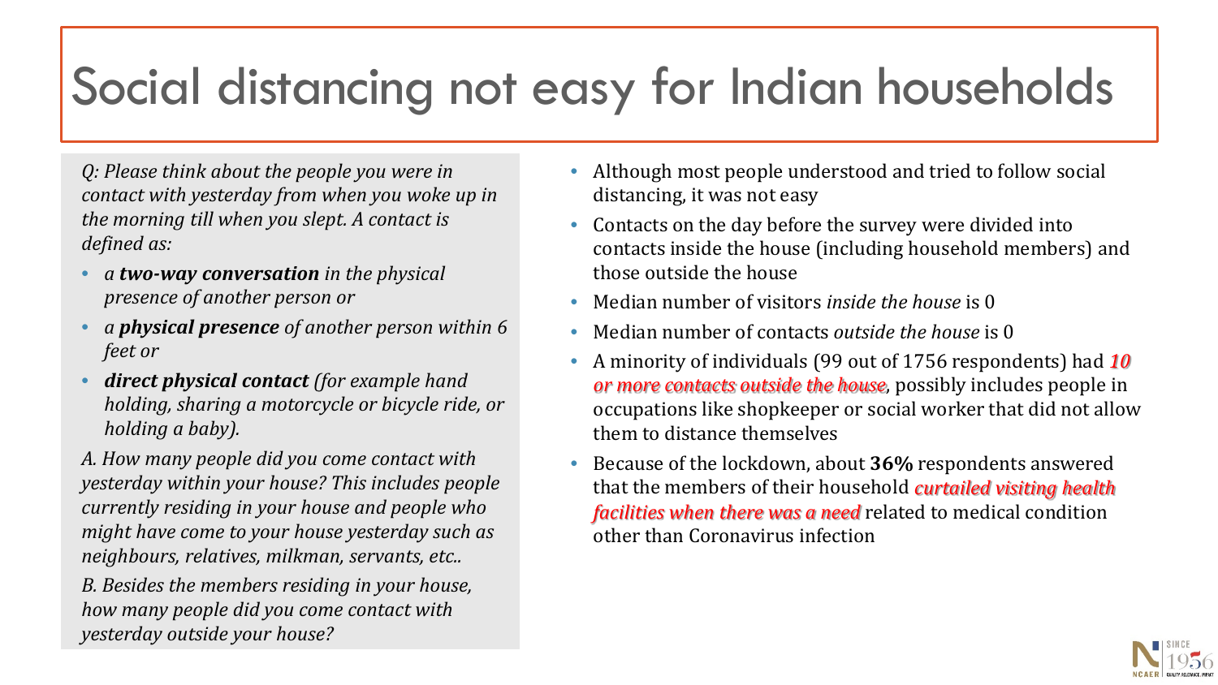# Social distancing not easy for Indian households

*Q: Please think about the people you were in contact with yesterday from when you woke up in the morning till when you slept. A contact is defined as:*

- *a **two-way conversation** in the physical presence of another person or*
- *a **physical presence** of another person within 6 feet or*
- ***direct physical contact** (for example hand holding, sharing a motorcycle or bicycle ride, or holding a baby).*

*A. How many people did you come contact with yesterday within your house? This includes people currently residing in your house and people who might have come to your house yesterday such as neighbours, relatives, milkman, servants, etc..*

*B. Besides the members residing in your house, how many people did you come contact with yesterday outside your house?*

- Although most people understood and tried to follow social distancing, it was not easy
- Contacts on the day before the survey were divided into contacts inside the house (including household members) and those outside the house
- Median number of visitors *inside the house* is 0
- Median number of contacts *outside the house* is 0
- A minority of individuals (99 out of 1756 respondents) had ***10 or more contacts outside the house***, possibly includes people in occupations like shopkeeper or social worker that did not allow them to distance themselves
- Because of the lockdown, about **36%** respondents answered that the members of their household ***curtailed visiting health facilities when there was a need*** related to medical condition other than Coronavirus infection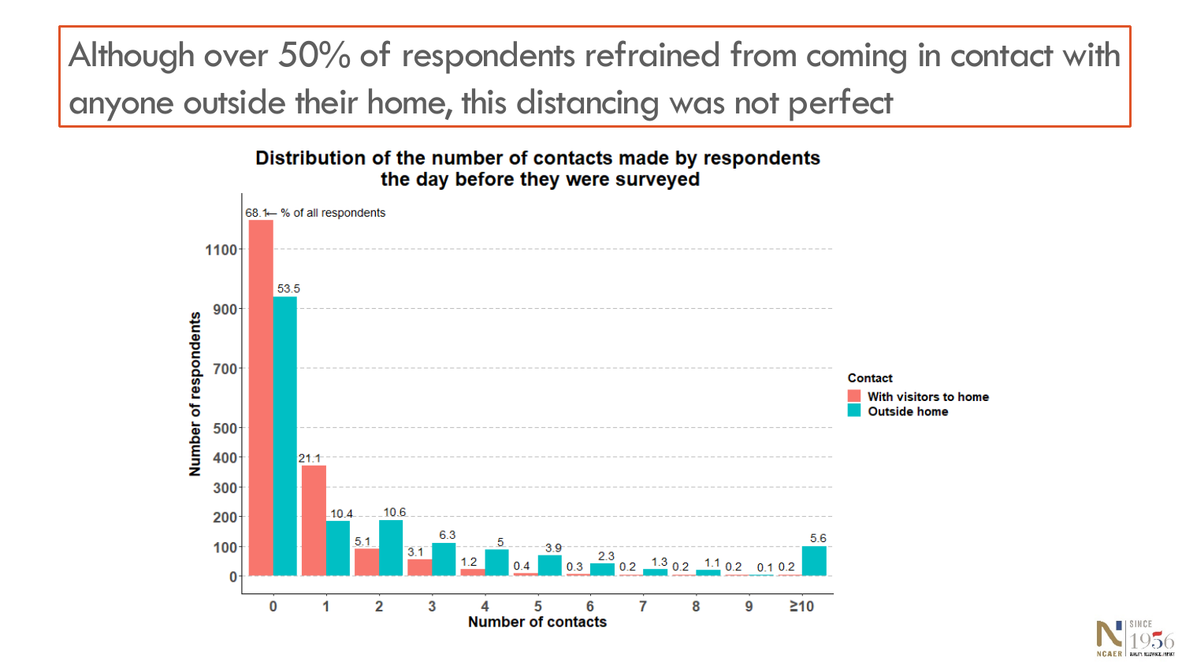# Although over 50% of respondents refrained from coming in contact with anyone outside their home, this distancing was not perfect

**Distribution of the number of contacts made by respondents the day before they were surveyed**

68.1 ← % of all respondents

| Number of contacts | With visitors to home (%) | Outside home (%) |
|---|---|---|
| 0 | 68.1 | 53.5 |
| 1 | 21.1 | 10.4 |
| 2 | 5.1 | 10.6 |
| 3 | 3.1 | 6.3 |
| 4 | 1.2 | 5 |
| 5 | 0.4 | 3.9 |
| 6 | 0.3 | 2.3 |
| 7 | 0.2 | 1.3 |
| 8 | 0.2 | 1.1 |
| 9 | 0.2 | 0.1 |
| ≥10 | 0.2 | 5.6 |

Y-axis: Number of respondents (0, 100, 200, 300, 400, 500, 700, 900, 1100)

X-axis: Number of contacts

Contact: With visitors to home; Outside home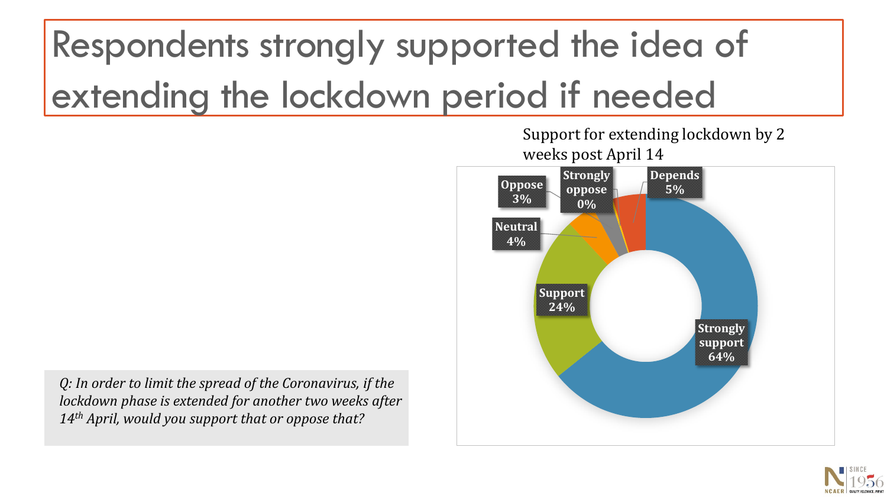# Respondents strongly supported the idea of extending the lockdown period if needed

Support for extending lockdown by 2 weeks post April 14

| Response | Share |
|---|---|
| Strongly support | 64% |
| Support | 24% |
| Neutral | 4% |
| Oppose | 3% |
| Strongly oppose | 0% |
| Depends | 5% |

*Q: In order to limit the spread of the Coronavirus, if the lockdown phase is extended for another two weeks after 14th April, would you support that or oppose that?*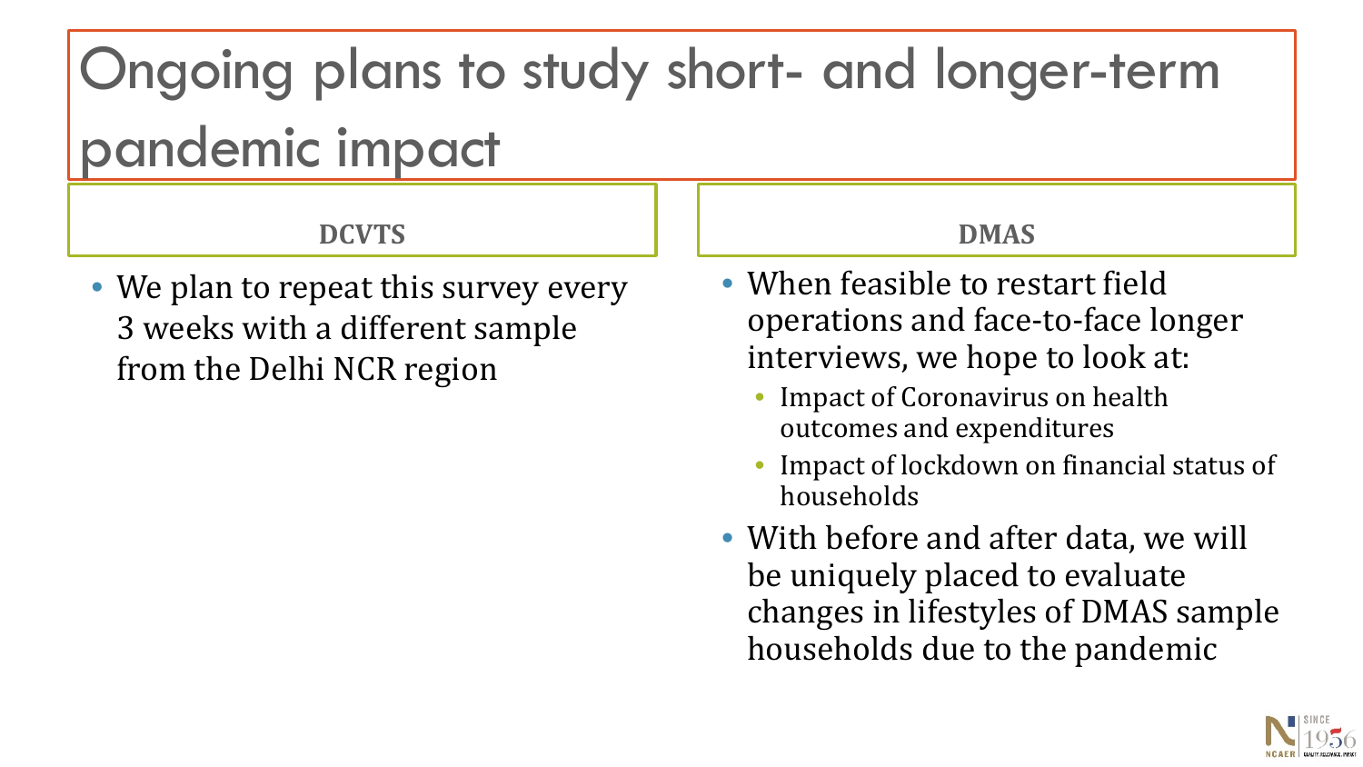# Ongoing plans to study short- and longer-term pandemic impact

## DCVTS

- We plan to repeat this survey every 3 weeks with a different sample from the Delhi NCR region

## DMAS

- When feasible to restart field operations and face-to-face longer interviews, we hope to look at:
  - Impact of Coronavirus on health outcomes and expenditures
  - Impact of lockdown on financial status of households
- With before and after data, we will be uniquely placed to evaluate changes in lifestyles of DMAS sample households due to the pandemic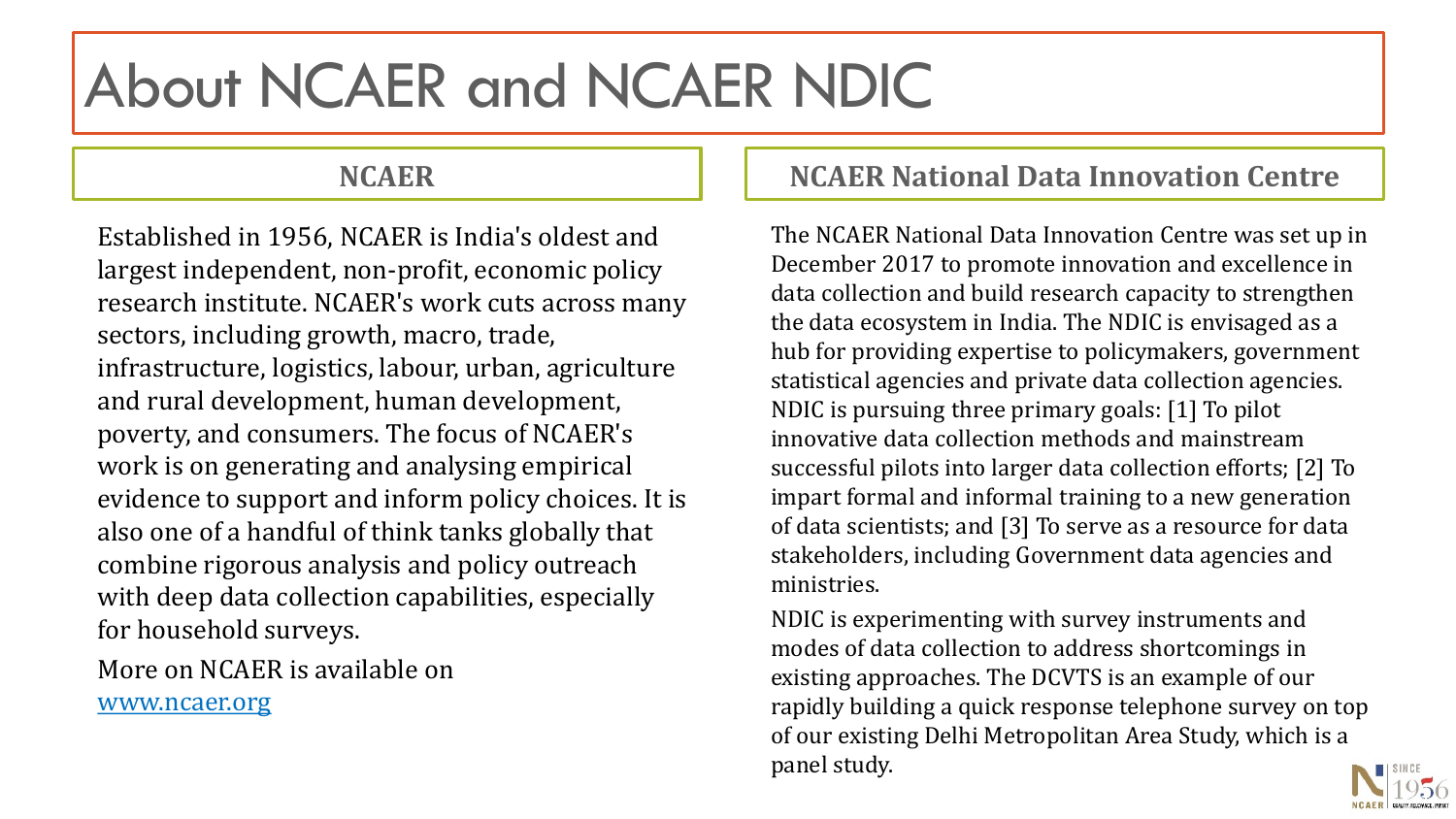# About NCAER and NCAER NDIC

## NCAER

Established in 1956, NCAER is India's oldest and largest independent, non-profit, economic policy research institute. NCAER's work cuts across many sectors, including growth, macro, trade, infrastructure, logistics, labour, urban, agriculture and rural development, human development, poverty, and consumers. The focus of NCAER's work is on generating and analysing empirical evidence to support and inform policy choices. It is also one of a handful of think tanks globally that combine rigorous analysis and policy outreach with deep data collection capabilities, especially for household surveys.

More on NCAER is available on [www.ncaer.org](http://www.ncaer.org)

## NCAER National Data Innovation Centre

The NCAER National Data Innovation Centre was set up in December 2017 to promote innovation and excellence in data collection and build research capacity to strengthen the data ecosystem in India. The NDIC is envisaged as a hub for providing expertise to policymakers, government statistical agencies and private data collection agencies. NDIC is pursuing three primary goals: [1] To pilot innovative data collection methods and mainstream successful pilots into larger data collection efforts; [2] To impart formal and informal training to a new generation of data scientists; and [3] To serve as a resource for data stakeholders, including Government data agencies and ministries.

NDIC is experimenting with survey instruments and modes of data collection to address shortcomings in existing approaches. The DCVTS is an example of our rapidly building a quick response telephone survey on top of our existing Delhi Metropolitan Area Study, which is a panel study.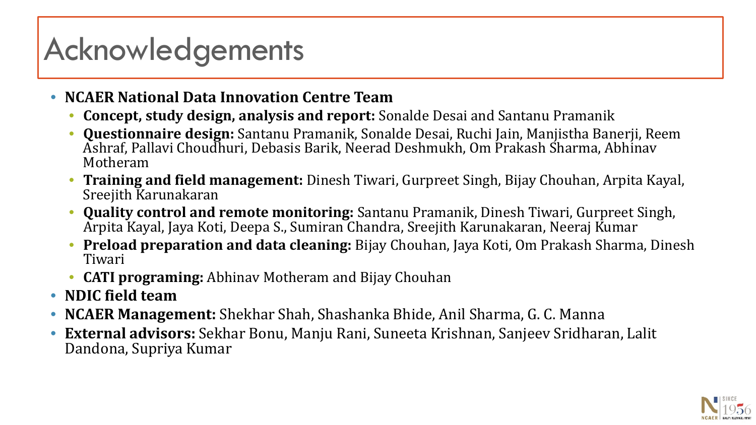# Acknowledgements

- **NCAER National Data Innovation Centre Team**
  - **Concept, study design, analysis and report:** Sonalde Desai and Santanu Pramanik
  - **Questionnaire design:** Santanu Pramanik, Sonalde Desai, Ruchi Jain, Manjistha Banerji, Reem Ashraf, Pallavi Choudhuri, Debasis Barik, Neerad Deshmukh, Om Prakash Sharma, Abhinav Motheram
  - **Training and field management:** Dinesh Tiwari, Gurpreet Singh, Bijay Chouhan, Arpita Kayal, Sreejith Karunakaran
  - **Quality control and remote monitoring:** Santanu Pramanik, Dinesh Tiwari, Gurpreet Singh, Arpita Kayal, Jaya Koti, Deepa S., Sumiran Chandra, Sreejith Karunakaran, Neeraj Kumar
  - **Preload preparation and data cleaning:** Bijay Chouhan, Jaya Koti, Om Prakash Sharma, Dinesh Tiwari
  - **CATI programing:** Abhinav Motheram and Bijay Chouhan
- **NDIC field team**
- **NCAER Management:** Shekhar Shah, Shashanka Bhide, Anil Sharma, G. C. Manna
- **External advisors:** Sekhar Bonu, Manju Rani, Suneeta Krishnan, Sanjeev Sridharan, Lalit Dandona, Supriya Kumar